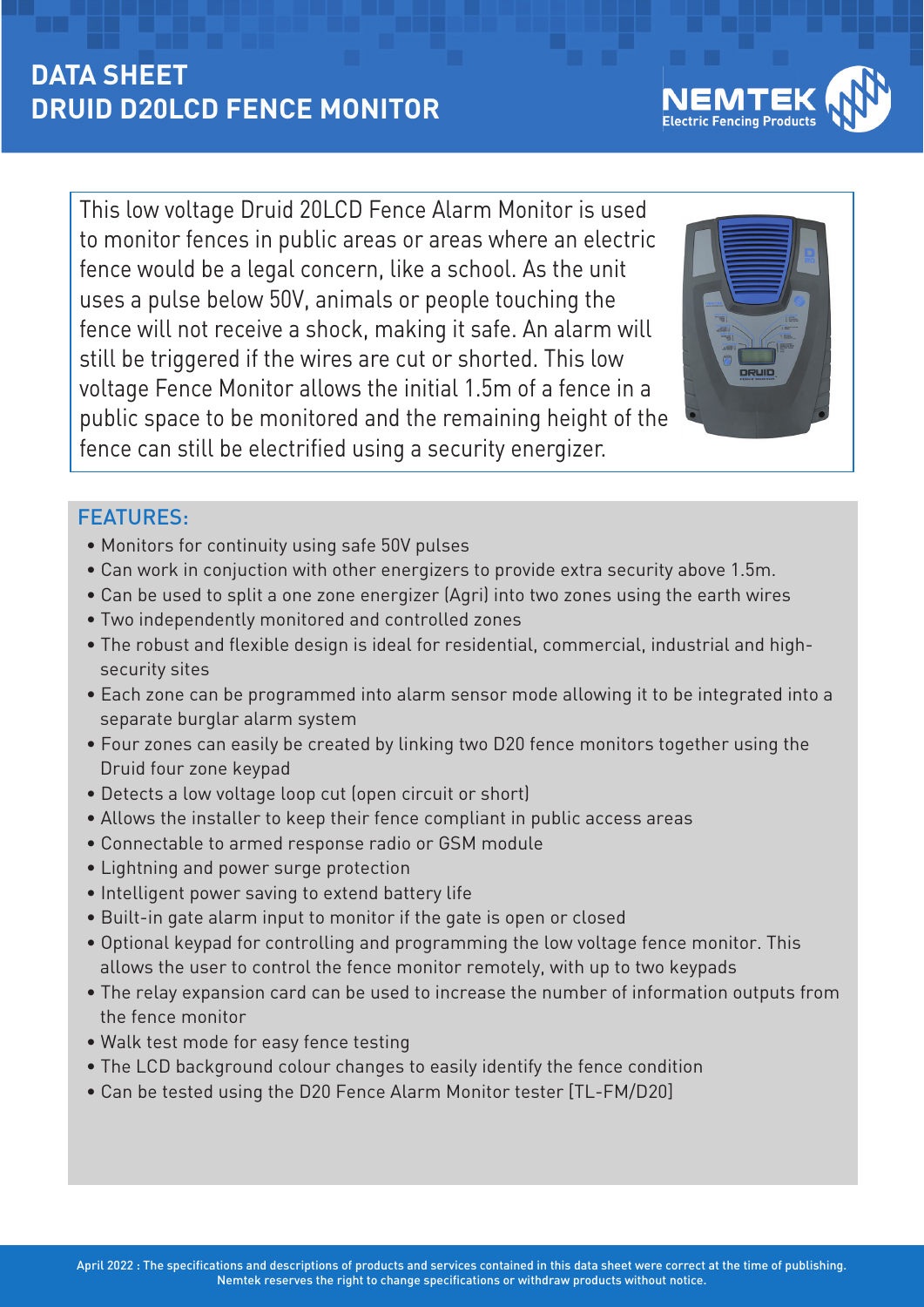# DATA SHEET
# DRUID D20LCD FENCE MONITOR

NEMTEK
Electric Fencing Products

This low voltage Druid 20LCD Fence Alarm Monitor is used to monitor fences in public areas or areas where an electric fence would be a legal concern, like a school. As the unit uses a pulse below 50V, animals or people touching the fence will not receive a shock, making it safe. An alarm will still be triggered if the wires are cut or shorted. This low voltage Fence Monitor allows the initial 1.5m of a fence in a public space to be monitored and the remaining height of the fence can still be electrified using a security energizer.

## FEATURES:

- Monitors for continuity using safe 50V pulses
- Can work in conjuction with other energizers to provide extra security above 1.5m.
- Can be used to split a one zone energizer (Agri) into two zones using the earth wires
- Two independently monitored and controlled zones
- The robust and flexible design is ideal for residential, commercial, industrial and high-security sites
- Each zone can be programmed into alarm sensor mode allowing it to be integrated into a separate burglar alarm system
- Four zones can easily be created by linking two D20 fence monitors together using the Druid four zone keypad
- Detects a low voltage loop cut (open circuit or short)
- Allows the installer to keep their fence compliant in public access areas
- Connectable to armed response radio or GSM module
- Lightning and power surge protection
- Intelligent power saving to extend battery life
- Built-in gate alarm input to monitor if the gate is open or closed
- Optional keypad for controlling and programming the low voltage fence monitor. This allows the user to control the fence monitor remotely, with up to two keypads
- The relay expansion card can be used to increase the number of information outputs from the fence monitor
- Walk test mode for easy fence testing
- The LCD background colour changes to easily identify the fence condition
- Can be tested using the D20 Fence Alarm Monitor tester [TL-FM/D20]

April 2022 : The specifications and descriptions of products and services contained in this data sheet were correct at the time of publishing. Nemtek reserves the right to change specifications or withdraw products without notice.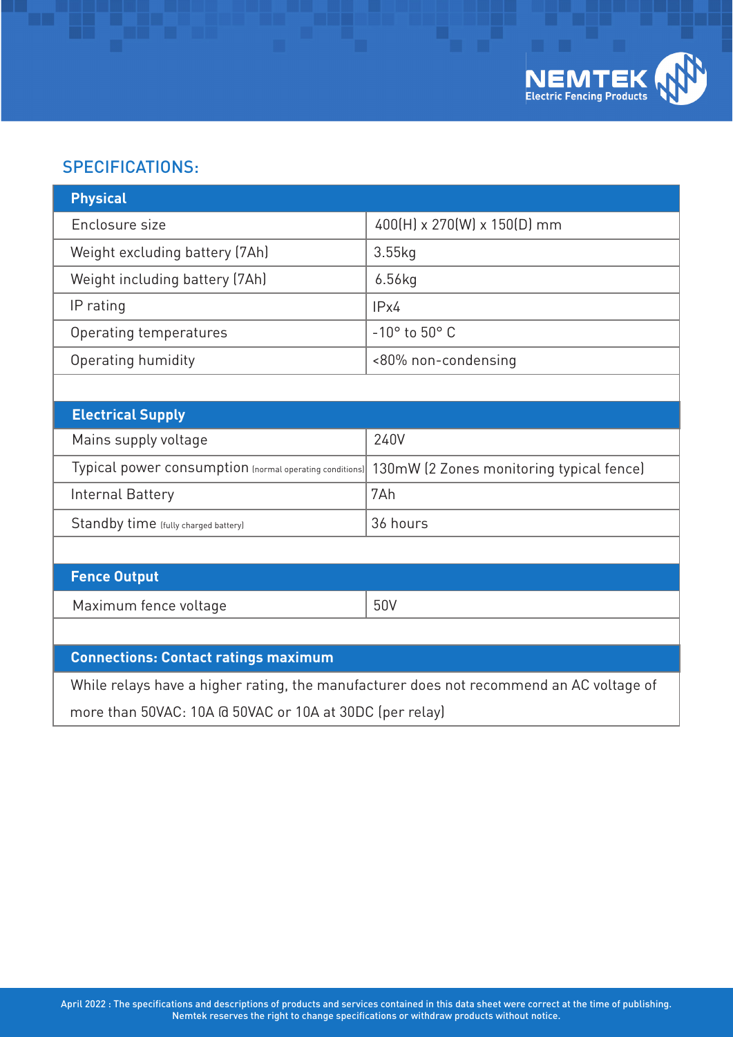## SPECIFICATIONS:

| | |
|---|---|
| **Physical** | |
| Enclosure size | 400(H) x 270(W) x 150(D) mm |
| Weight excluding battery (7Ah) | 3.55kg |
| Weight including battery (7Ah) | 6.56kg |
| IP rating | IPx4 |
| Operating temperatures | -10° to 50° C |
| Operating humidity | <80% non-condensing |
| | |
| **Electrical Supply** | |
| Mains supply voltage | 240V |
| Typical power consumption (normal operating conditions) | 130mW (2 Zones monitoring typical fence) |
| Internal Battery | 7Ah |
| Standby time (fully charged battery) | 36 hours |
| | |
| **Fence Output** | |
| Maximum fence voltage | 50V |
| | |
| **Connections: Contact ratings maximum** | |
| While relays have a higher rating, the manufacturer does not recommend an AC voltage of more than 50VAC: 10A @ 50VAC or 10A at 30DC (per relay) | |

April 2022 : The specifications and descriptions of products and services contained in this data sheet were correct at the time of publishing. Nemtek reserves the right to change specifications or withdraw products without notice.